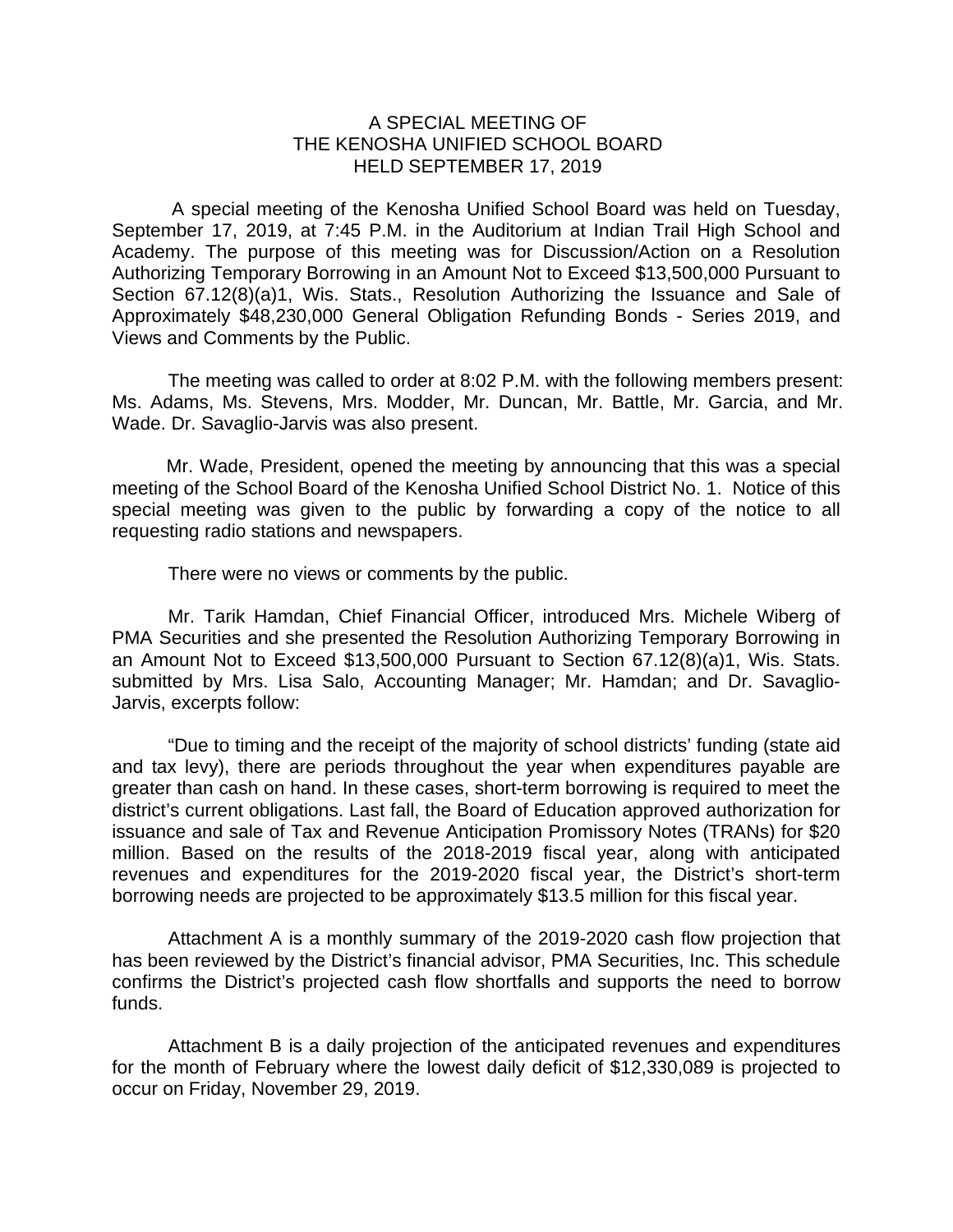# A SPECIAL MEETING OF THE KENOSHA UNIFIED SCHOOL BOARD HELD SEPTEMBER 17, 2019

A special meeting of the Kenosha Unified School Board was held on Tuesday, September 17, 2019, at 7:45 P.M. in the Auditorium at Indian Trail High School and Academy. The purpose of this meeting was for Discussion/Action on a Resolution Authorizing Temporary Borrowing in an Amount Not to Exceed $13,500,000 Pursuant to Section 67.12(8)(a)1, Wis. Stats., Resolution Authorizing the Issuance and Sale of Approximately $48,230,000 General Obligation Refunding Bonds - Series 2019, and Views and Comments by the Public.

The meeting was called to order at 8:02 P.M. with the following members present: Ms. Adams, Ms. Stevens, Mrs. Modder, Mr. Duncan, Mr. Battle, Mr. Garcia, and Mr. Wade. Dr. Savaglio-Jarvis was also present.

Mr. Wade, President, opened the meeting by announcing that this was a special meeting of the School Board of the Kenosha Unified School District No. 1. Notice of this special meeting was given to the public by forwarding a copy of the notice to all requesting radio stations and newspapers.

There were no views or comments by the public.

Mr. Tarik Hamdan, Chief Financial Officer, introduced Mrs. Michele Wiberg of PMA Securities and she presented the Resolution Authorizing Temporary Borrowing in an Amount Not to Exceed $13,500,000 Pursuant to Section 67.12(8)(a)1, Wis. Stats. submitted by Mrs. Lisa Salo, Accounting Manager; Mr. Hamdan; and Dr. Savaglio-Jarvis, excerpts follow:

"Due to timing and the receipt of the majority of school districts' funding (state aid and tax levy), there are periods throughout the year when expenditures payable are greater than cash on hand. In these cases, short-term borrowing is required to meet the district's current obligations. Last fall, the Board of Education approved authorization for issuance and sale of Tax and Revenue Anticipation Promissory Notes (TRANs) for $20 million. Based on the results of the 2018-2019 fiscal year, along with anticipated revenues and expenditures for the 2019-2020 fiscal year, the District's short-term borrowing needs are projected to be approximately $13.5 million for this fiscal year.

Attachment A is a monthly summary of the 2019-2020 cash flow projection that has been reviewed by the District's financial advisor, PMA Securities, Inc. This schedule confirms the District's projected cash flow shortfalls and supports the need to borrow funds.

Attachment B is a daily projection of the anticipated revenues and expenditures for the month of February where the lowest daily deficit of $12,330,089 is projected to occur on Friday, November 29, 2019.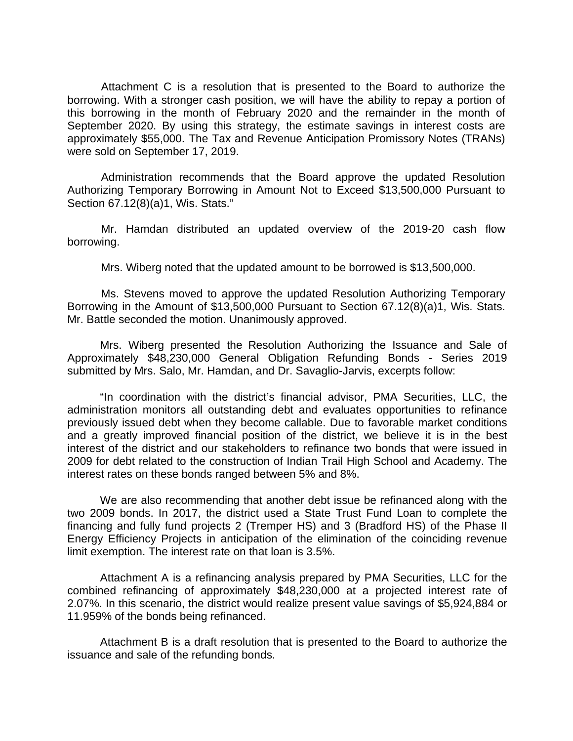Attachment C is a resolution that is presented to the Board to authorize the borrowing. With a stronger cash position, we will have the ability to repay a portion of this borrowing in the month of February 2020 and the remainder in the month of September 2020. By using this strategy, the estimate savings in interest costs are approximately $55,000. The Tax and Revenue Anticipation Promissory Notes (TRANs) were sold on September 17, 2019.

Administration recommends that the Board approve the updated Resolution Authorizing Temporary Borrowing in Amount Not to Exceed $13,500,000 Pursuant to Section 67.12(8)(a)1, Wis. Stats."

Mr. Hamdan distributed an updated overview of the 2019-20 cash flow borrowing.

Mrs. Wiberg noted that the updated amount to be borrowed is $13,500,000.

Ms. Stevens moved to approve the updated Resolution Authorizing Temporary Borrowing in the Amount of $13,500,000 Pursuant to Section 67.12(8)(a)1, Wis. Stats. Mr. Battle seconded the motion. Unanimously approved.

Mrs. Wiberg presented the Resolution Authorizing the Issuance and Sale of Approximately $48,230,000 General Obligation Refunding Bonds - Series 2019 submitted by Mrs. Salo, Mr. Hamdan, and Dr. Savaglio-Jarvis, excerpts follow:

"In coordination with the district's financial advisor, PMA Securities, LLC, the administration monitors all outstanding debt and evaluates opportunities to refinance previously issued debt when they become callable. Due to favorable market conditions and a greatly improved financial position of the district, we believe it is in the best interest of the district and our stakeholders to refinance two bonds that were issued in 2009 for debt related to the construction of Indian Trail High School and Academy. The interest rates on these bonds ranged between 5% and 8%.

We are also recommending that another debt issue be refinanced along with the two 2009 bonds. In 2017, the district used a State Trust Fund Loan to complete the financing and fully fund projects 2 (Tremper HS) and 3 (Bradford HS) of the Phase II Energy Efficiency Projects in anticipation of the elimination of the coinciding revenue limit exemption. The interest rate on that loan is 3.5%.

Attachment A is a refinancing analysis prepared by PMA Securities, LLC for the combined refinancing of approximately $48,230,000 at a projected interest rate of 2.07%. In this scenario, the district would realize present value savings of $5,924,884 or 11.959% of the bonds being refinanced.

Attachment B is a draft resolution that is presented to the Board to authorize the issuance and sale of the refunding bonds.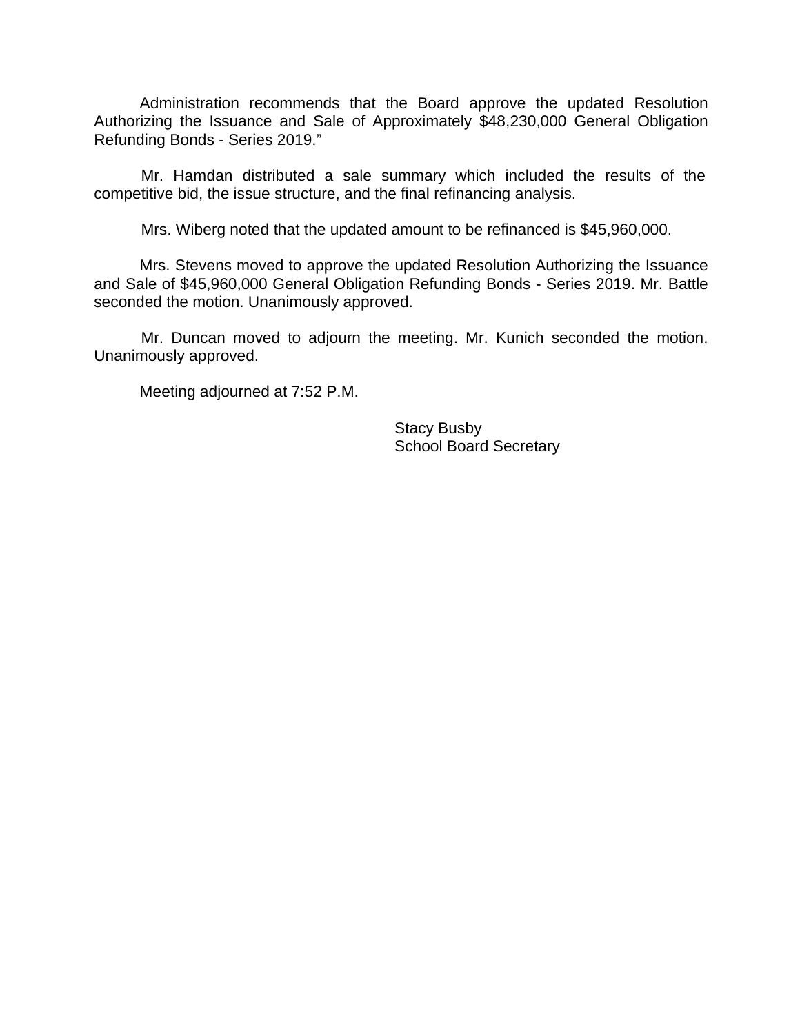Administration recommends that the Board approve the updated Resolution Authorizing the Issuance and Sale of Approximately $48,230,000 General Obligation Refunding Bonds - Series 2019."

Mr. Hamdan distributed a sale summary which included the results of the competitive bid, the issue structure, and the final refinancing analysis.

Mrs. Wiberg noted that the updated amount to be refinanced is $45,960,000.

Mrs. Stevens moved to approve the updated Resolution Authorizing the Issuance and Sale of $45,960,000 General Obligation Refunding Bonds - Series 2019. Mr. Battle seconded the motion. Unanimously approved.

Mr. Duncan moved to adjourn the meeting. Mr. Kunich seconded the motion. Unanimously approved.

Meeting adjourned at 7:52 P.M.

Stacy Busby
School Board Secretary